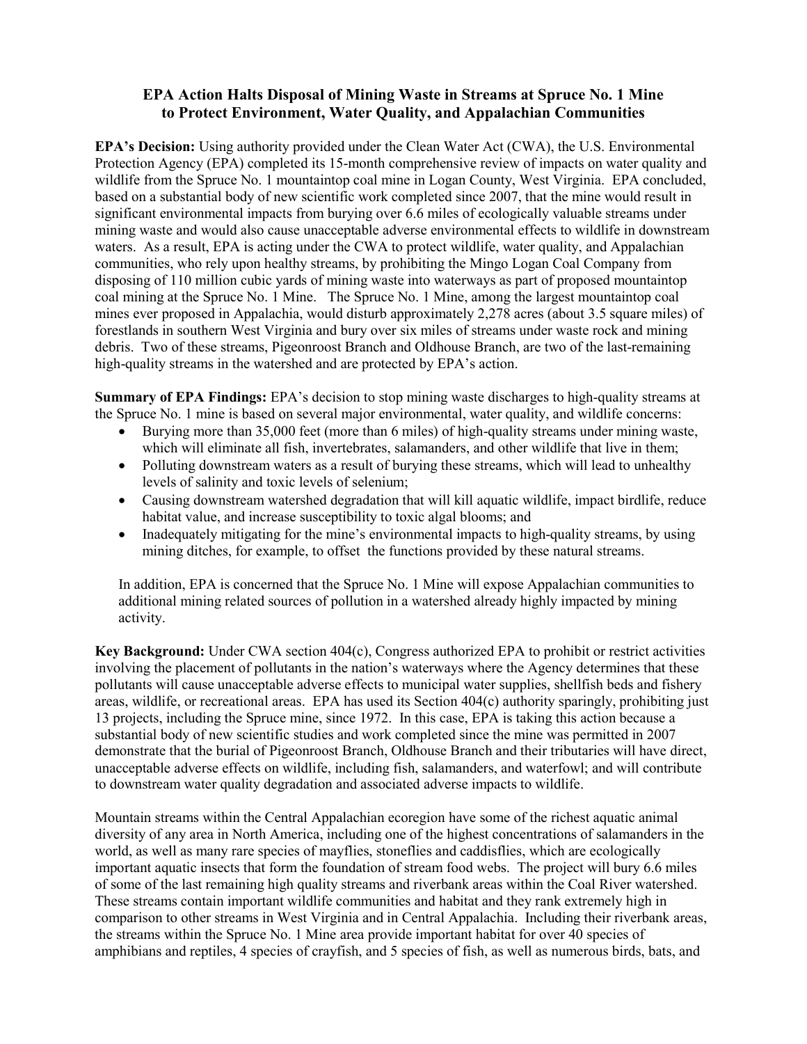# EPA Action Halts Disposal of Mining Waste in Streams at Spruce No. 1 Mine to Protect Environment, Water Quality, and Appalachian Communities

**EPA's Decision:** Using authority provided under the Clean Water Act (CWA), the U.S. Environmental Protection Agency (EPA) completed its 15-month comprehensive review of impacts on water quality and wildlife from the Spruce No. 1 mountaintop coal mine in Logan County, West Virginia. EPA concluded, based on a substantial body of new scientific work completed since 2007, that the mine would result in significant environmental impacts from burying over 6.6 miles of ecologically valuable streams under mining waste and would also cause unacceptable adverse environmental effects to wildlife in downstream waters. As a result, EPA is acting under the CWA to protect wildlife, water quality, and Appalachian communities, who rely upon healthy streams, by prohibiting the Mingo Logan Coal Company from disposing of 110 million cubic yards of mining waste into waterways as part of proposed mountaintop coal mining at the Spruce No. 1 Mine. The Spruce No. 1 Mine, among the largest mountaintop coal mines ever proposed in Appalachia, would disturb approximately 2,278 acres (about 3.5 square miles) of forestlands in southern West Virginia and bury over six miles of streams under waste rock and mining debris. Two of these streams, Pigeonroost Branch and Oldhouse Branch, are two of the last-remaining high-quality streams in the watershed and are protected by EPA's action.

**Summary of EPA Findings:** EPA's decision to stop mining waste discharges to high-quality streams at the Spruce No. 1 mine is based on several major environmental, water quality, and wildlife concerns:

- Burying more than 35,000 feet (more than 6 miles) of high-quality streams under mining waste, which will eliminate all fish, invertebrates, salamanders, and other wildlife that live in them;
- Polluting downstream waters as a result of burying these streams, which will lead to unhealthy levels of salinity and toxic levels of selenium;
- Causing downstream watershed degradation that will kill aquatic wildlife, impact birdlife, reduce habitat value, and increase susceptibility to toxic algal blooms; and
- Inadequately mitigating for the mine's environmental impacts to high-quality streams, by using mining ditches, for example, to offset the functions provided by these natural streams.

In addition, EPA is concerned that the Spruce No. 1 Mine will expose Appalachian communities to additional mining related sources of pollution in a watershed already highly impacted by mining activity.

**Key Background:** Under CWA section 404(c), Congress authorized EPA to prohibit or restrict activities involving the placement of pollutants in the nation's waterways where the Agency determines that these pollutants will cause unacceptable adverse effects to municipal water supplies, shellfish beds and fishery areas, wildlife, or recreational areas. EPA has used its Section 404(c) authority sparingly, prohibiting just 13 projects, including the Spruce mine, since 1972. In this case, EPA is taking this action because a substantial body of new scientific studies and work completed since the mine was permitted in 2007 demonstrate that the burial of Pigeonroost Branch, Oldhouse Branch and their tributaries will have direct, unacceptable adverse effects on wildlife, including fish, salamanders, and waterfowl; and will contribute to downstream water quality degradation and associated adverse impacts to wildlife.

Mountain streams within the Central Appalachian ecoregion have some of the richest aquatic animal diversity of any area in North America, including one of the highest concentrations of salamanders in the world, as well as many rare species of mayflies, stoneflies and caddisflies, which are ecologically important aquatic insects that form the foundation of stream food webs. The project will bury 6.6 miles of some of the last remaining high quality streams and riverbank areas within the Coal River watershed. These streams contain important wildlife communities and habitat and they rank extremely high in comparison to other streams in West Virginia and in Central Appalachia. Including their riverbank areas, the streams within the Spruce No. 1 Mine area provide important habitat for over 40 species of amphibians and reptiles, 4 species of crayfish, and 5 species of fish, as well as numerous birds, bats, and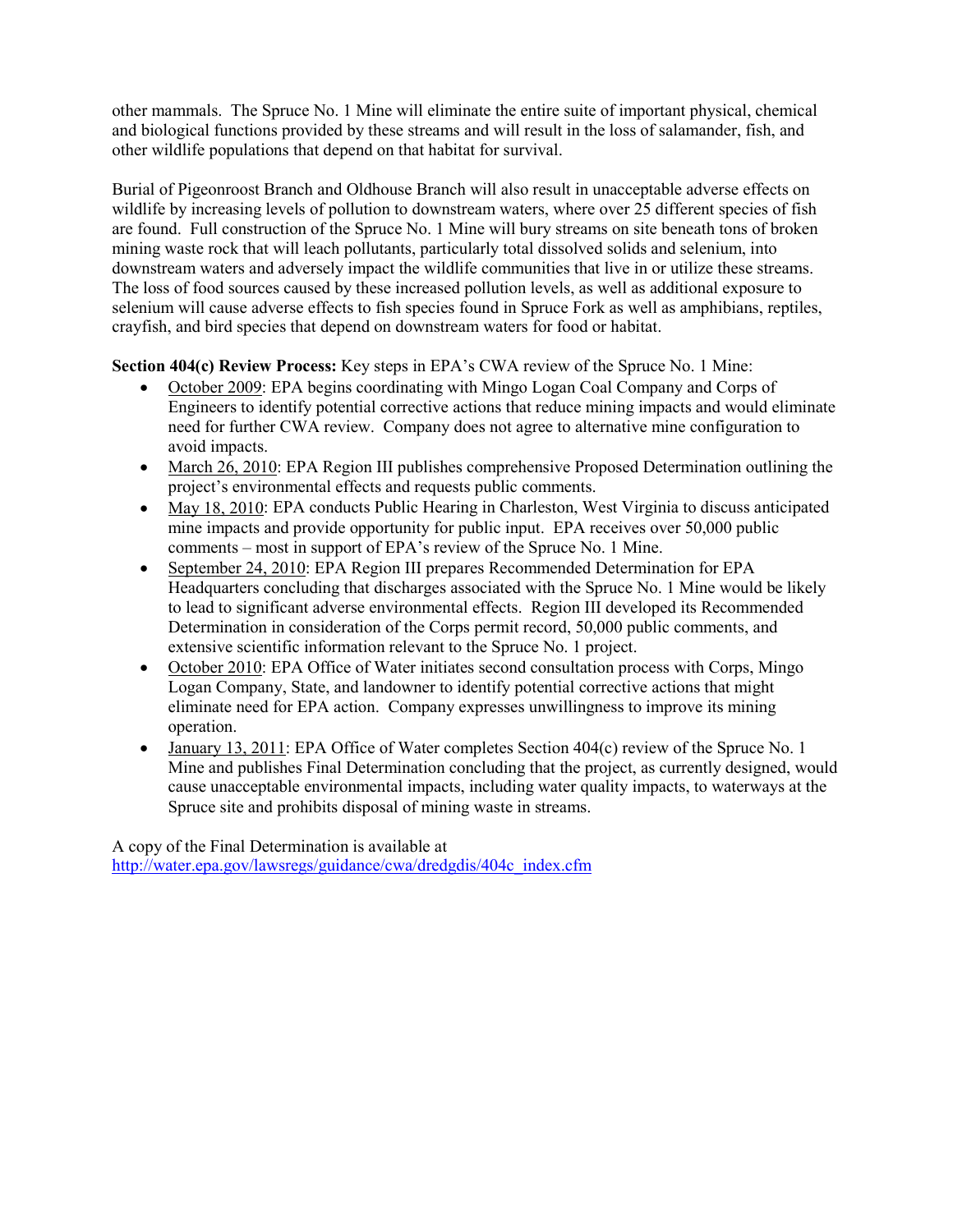other mammals. The Spruce No. 1 Mine will eliminate the entire suite of important physical, chemical and biological functions provided by these streams and will result in the loss of salamander, fish, and other wildlife populations that depend on that habitat for survival.

Burial of Pigeonroost Branch and Oldhouse Branch will also result in unacceptable adverse effects on wildlife by increasing levels of pollution to downstream waters, where over 25 different species of fish are found. Full construction of the Spruce No. 1 Mine will bury streams on site beneath tons of broken mining waste rock that will leach pollutants, particularly total dissolved solids and selenium, into downstream waters and adversely impact the wildlife communities that live in or utilize these streams. The loss of food sources caused by these increased pollution levels, as well as additional exposure to selenium will cause adverse effects to fish species found in Spruce Fork as well as amphibians, reptiles, crayfish, and bird species that depend on downstream waters for food or habitat.

**Section 404(c) Review Process:** Key steps in EPA's CWA review of the Spruce No. 1 Mine:

- October 2009: EPA begins coordinating with Mingo Logan Coal Company and Corps of Engineers to identify potential corrective actions that reduce mining impacts and would eliminate need for further CWA review. Company does not agree to alternative mine configuration to avoid impacts.
- March 26, 2010: EPA Region III publishes comprehensive Proposed Determination outlining the project's environmental effects and requests public comments.
- May 18, 2010: EPA conducts Public Hearing in Charleston, West Virginia to discuss anticipated mine impacts and provide opportunity for public input. EPA receives over 50,000 public comments – most in support of EPA's review of the Spruce No. 1 Mine.
- September 24, 2010: EPA Region III prepares Recommended Determination for EPA Headquarters concluding that discharges associated with the Spruce No. 1 Mine would be likely to lead to significant adverse environmental effects. Region III developed its Recommended Determination in consideration of the Corps permit record, 50,000 public comments, and extensive scientific information relevant to the Spruce No. 1 project.
- October 2010: EPA Office of Water initiates second consultation process with Corps, Mingo Logan Company, State, and landowner to identify potential corrective actions that might eliminate need for EPA action. Company expresses unwillingness to improve its mining operation.
- January 13, 2011: EPA Office of Water completes Section 404(c) review of the Spruce No. 1 Mine and publishes Final Determination concluding that the project, as currently designed, would cause unacceptable environmental impacts, including water quality impacts, to waterways at the Spruce site and prohibits disposal of mining waste in streams.

A copy of the Final Determination is available at http://water.epa.gov/lawsregs/guidance/cwa/dredgdis/404c_index.cfm